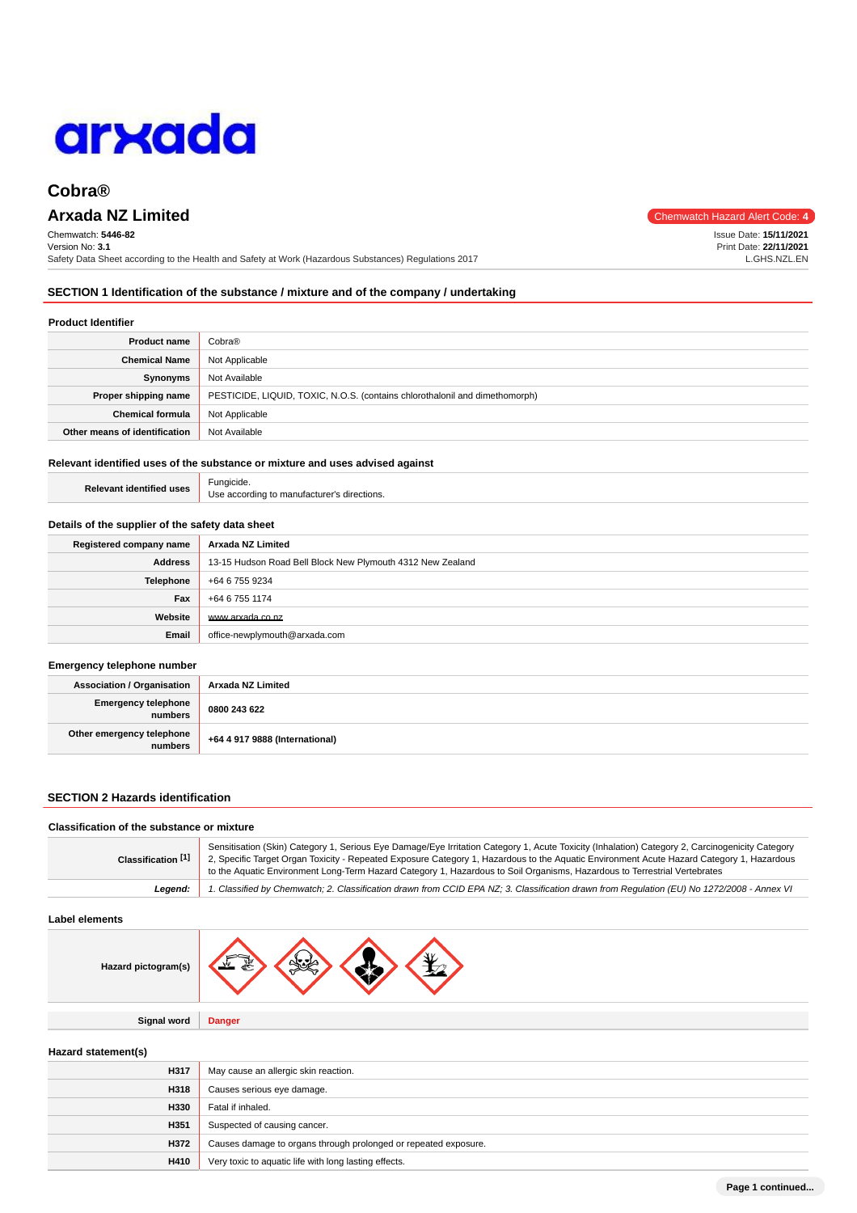# Cobra®

## Arxada NZ Limited

Chemwatch Hazard Alert Code: **4**

Chemwatch: **5446-82**
Version No: **3.1**
Safety Data Sheet according to the Health and Safety at Work (Hazardous Substances) Regulations 2017

Issue Date: **15/11/2021**
Print Date: **22/11/2021**
L.GHS.NZL.EN

## SECTION 1 Identification of the substance / mixture and of the company / undertaking

### Product Identifier

| | |
|---|---|
| **Product name** | Cobra® |
| **Chemical Name** | Not Applicable |
| **Synonyms** | Not Available |
| **Proper shipping name** | PESTICIDE, LIQUID, TOXIC, N.O.S. (contains chlorothalonil and dimethomorph) |
| **Chemical formula** | Not Applicable |
| **Other means of identification** | Not Available |

### Relevant identified uses of the substance or mixture and uses advised against

| | |
|---|---|
| **Relevant identified uses** | Fungicide.<br>Use according to manufacturer's directions. |

### Details of the supplier of the safety data sheet

| | |
|---|---|
| **Registered company name** | **Arxada NZ Limited** |
| **Address** | 13-15 Hudson Road Bell Block New Plymouth 4312 New Zealand |
| **Telephone** | +64 6 755 9234 |
| **Fax** | +64 6 755 1174 |
| **Website** | www.arxada.co.nz |
| **Email** | office-newplymouth@arxada.com |

### Emergency telephone number

| | |
|---|---|
| **Association / Organisation** | **Arxada NZ Limited** |
| **Emergency telephone numbers** | **0800 243 622** |
| **Other emergency telephone numbers** | **+64 4 917 9888 (International)** |

## SECTION 2 Hazards identification

### Classification of the substance or mixture

| | |
|---|---|
| **Classification [1]** | Sensitisation (Skin) Category 1, Serious Eye Damage/Eye Irritation Category 1, Acute Toxicity (Inhalation) Category 2, Carcinogenicity Category 2, Specific Target Organ Toxicity - Repeated Exposure Category 1, Hazardous to the Aquatic Environment Acute Hazard Category 1, Hazardous to the Aquatic Environment Long-Term Hazard Category 1, Hazardous to Soil Organisms, Hazardous to Terrestrial Vertebrates |
| ***Legend:*** | *1. Classified by Chemwatch; 2. Classification drawn from CCID EPA NZ; 3. Classification drawn from Regulation (EU) No 1272/2008 - Annex VI* |

### Label elements

| | |
|---|---|
| **Hazard pictogram(s)** | |
| **Signal word** | **Danger** |

### Hazard statement(s)

| | |
|---|---|
| **H317** | May cause an allergic skin reaction. |
| **H318** | Causes serious eye damage. |
| **H330** | Fatal if inhaled. |
| **H351** | Suspected of causing cancer. |
| **H372** | Causes damage to organs through prolonged or repeated exposure. |
| **H410** | Very toxic to aquatic life with long lasting effects. |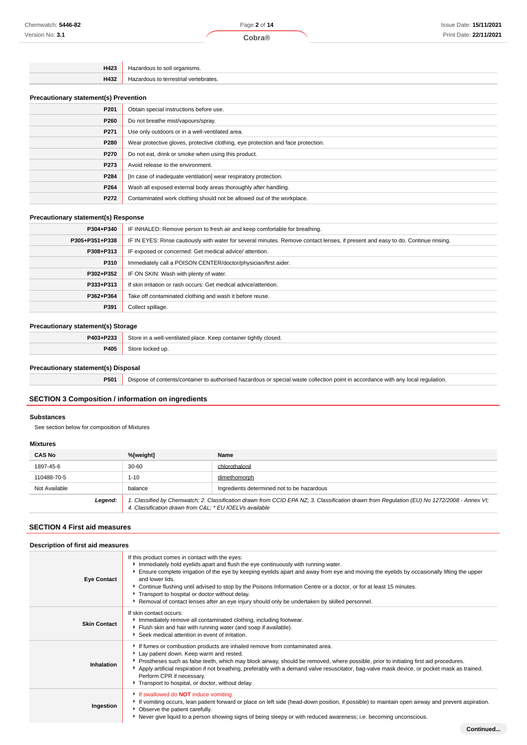| | |
|---|---|
| **H423** | Hazardous to soil organisms. |
| **H432** | Hazardous to terrestrial vertebrates. |

### Precautionary statement(s) Prevention

| | |
|---|---|
| **P201** | Obtain special instructions before use. |
| **P260** | Do not breathe mist/vapours/spray. |
| **P271** | Use only outdoors or in a well-ventilated area. |
| **P280** | Wear protective gloves, protective clothing, eye protection and face protection. |
| **P270** | Do not eat, drink or smoke when using this product. |
| **P273** | Avoid release to the environment. |
| **P284** | [In case of inadequate ventilation] wear respiratory protection. |
| **P264** | Wash all exposed external body areas thoroughly after handling. |
| **P272** | Contaminated work clothing should not be allowed out of the workplace. |

### Precautionary statement(s) Response

| | |
|---|---|
| **P304+P340** | IF INHALED: Remove person to fresh air and keep comfortable for breathing. |
| **P305+P351+P338** | IF IN EYES: Rinse cautiously with water for several minutes. Remove contact lenses, if present and easy to do. Continue rinsing. |
| **P308+P313** | IF exposed or concerned: Get medical advice/ attention. |
| **P310** | Immediately call a POISON CENTER/doctor/physician/first aider. |
| **P302+P352** | IF ON SKIN: Wash with plenty of water. |
| **P333+P313** | If skin irritation or rash occurs: Get medical advice/attention. |
| **P362+P364** | Take off contaminated clothing and wash it before reuse. |
| **P391** | Collect spillage. |

### Precautionary statement(s) Storage

| | |
|---|---|
| **P403+P233** | Store in a well-ventilated place. Keep container tightly closed. |
| **P405** | Store locked up. |

### Precautionary statement(s) Disposal

| | |
|---|---|
| **P501** | Dispose of contents/container to authorised hazardous or special waste collection point in accordance with any local regulation. |

## SECTION 3 Composition / information on ingredients

### Substances

See section below for composition of Mixtures

### Mixtures

| CAS No | %[weight] | Name |
|---|---|---|
| 1897-45-6 | 30-60 | chlorothalonil |
| 110488-70-5 | 1-10 | dimethomorph |
| Not Available | balance | Ingredients determined not to be hazardous |
| ***Legend:*** | *1. Classified by Chemwatch; 2. Classification drawn from CCID EPA NZ; 3. Classification drawn from Regulation (EU) No 1272/2008 - Annex VI; 4. Classification drawn from C&L; * EU IOELVs available* | |

## SECTION 4 First aid measures

### Description of first aid measures

| | |
|---|---|
| **Eye Contact** | If this product comes in contact with the eyes:<br>▸ Immediately hold eyelids apart and flush the eye continuously with running water.<br>▸ Ensure complete irrigation of the eye by keeping eyelids apart and away from eye and moving the eyelids by occasionally lifting the upper and lower lids.<br>▸ Continue flushing until advised to stop by the Poisons Information Centre or a doctor, or for at least 15 minutes.<br>▸ Transport to hospital or doctor without delay.<br>▸ Removal of contact lenses after an eye injury should only be undertaken by skilled personnel. |
| **Skin Contact** | If skin contact occurs:<br>▸ Immediately remove all contaminated clothing, including footwear.<br>▸ Flush skin and hair with running water (and soap if available).<br>▸ Seek medical attention in event of irritation. |
| **Inhalation** | ▸ If fumes or combustion products are inhaled remove from contaminated area.<br>▸ Lay patient down. Keep warm and rested.<br>▸ Prostheses such as false teeth, which may block airway, should be removed, where possible, prior to initiating first aid procedures.<br>▸ Apply artificial respiration if not breathing, preferably with a demand valve resuscitator, bag-valve mask device, or pocket mask as trained. Perform CPR if necessary.<br>▸ Transport to hospital, or doctor, without delay. |
| **Ingestion** | ▸ If swallowed do **NOT** induce vomiting.<br>▸ If vomiting occurs, lean patient forward or place on left side (head-down position, if possible) to maintain open airway and prevent aspiration.<br>▸ Observe the patient carefully.<br>▸ Never give liquid to a person showing signs of being sleepy or with reduced awareness; i.e. becoming unconscious. |

Continued...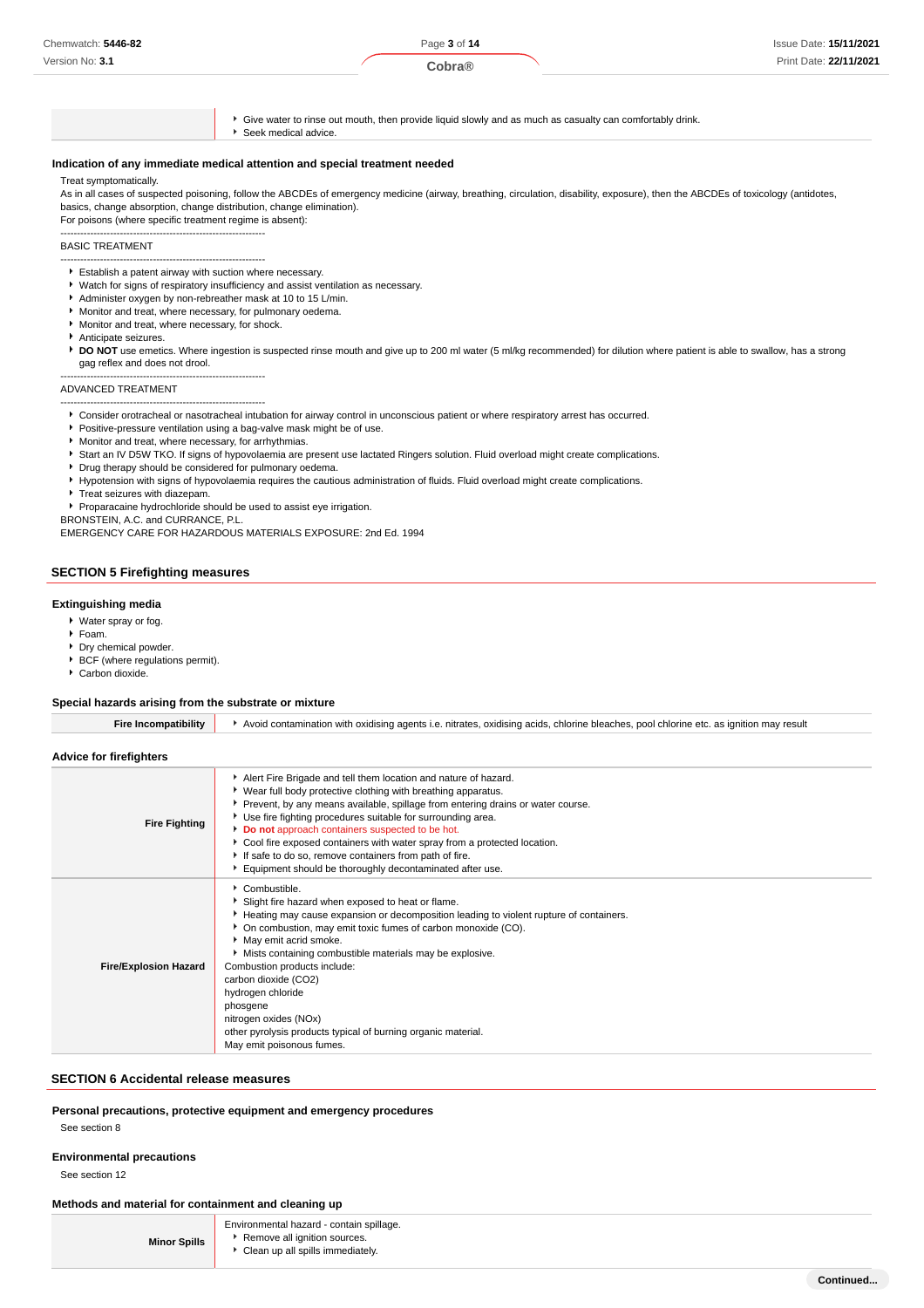| | |
|---|---|
| | - Give water to rinse out mouth, then provide liquid slowly and as much as casualty can comfortably drink.<br>- Seek medical advice. |

### Indication of any immediate medical attention and special treatment needed

Treat symptomatically.
As in all cases of suspected poisoning, follow the ABCDEs of emergency medicine (airway, breathing, circulation, disability, exposure), then the ABCDEs of toxicology (antidotes, basics, change absorption, change distribution, change elimination).
For poisons (where specific treatment regime is absent):

--------------------------------------------------------------
BASIC TREATMENT
--------------------------------------------------------------

- Establish a patent airway with suction where necessary.
- Watch for signs of respiratory insufficiency and assist ventilation as necessary.
- Administer oxygen by non-rebreather mask at 10 to 15 L/min.
- Monitor and treat, where necessary, for pulmonary oedema.
- Monitor and treat, where necessary, for shock.
- Anticipate seizures.
- **DO NOT** use emetics. Where ingestion is suspected rinse mouth and give up to 200 ml water (5 ml/kg recommended) for dilution where patient is able to swallow, has a strong gag reflex and does not drool.

--------------------------------------------------------------
ADVANCED TREATMENT
--------------------------------------------------------------

- Consider orotracheal or nasotracheal intubation for airway control in unconscious patient or where respiratory arrest has occurred.
- Positive-pressure ventilation using a bag-valve mask might be of use.
- Monitor and treat, where necessary, for arrhythmias.
- Start an IV D5W TKO. If signs of hypovolaemia are present use lactated Ringers solution. Fluid overload might create complications.
- Drug therapy should be considered for pulmonary oedema.
- Hypotension with signs of hypovolaemia requires the cautious administration of fluids. Fluid overload might create complications.
- Treat seizures with diazepam.
- Proparacaine hydrochloride should be used to assist eye irrigation.

BRONSTEIN, A.C. and CURRANCE, P.L.
EMERGENCY CARE FOR HAZARDOUS MATERIALS EXPOSURE: 2nd Ed. 1994

## SECTION 5 Firefighting measures

### Extinguishing media

- Water spray or fog.
- Foam.
- Dry chemical powder.
- BCF (where regulations permit).
- Carbon dioxide.

### Special hazards arising from the substrate or mixture

| | |
|---|---|
| **Fire Incompatibility** | - Avoid contamination with oxidising agents i.e. nitrates, oxidising acids, chlorine bleaches, pool chlorine etc. as ignition may result |

### Advice for firefighters

| | |
|---|---|
| **Fire Fighting** | - Alert Fire Brigade and tell them location and nature of hazard.<br>- Wear full body protective clothing with breathing apparatus.<br>- Prevent, by any means available, spillage from entering drains or water course.<br>- Use fire fighting procedures suitable for surrounding area.<br>- **Do not** approach containers suspected to be hot.<br>- Cool fire exposed containers with water spray from a protected location.<br>- If safe to do so, remove containers from path of fire.<br>- Equipment should be thoroughly decontaminated after use. |
| **Fire/Explosion Hazard** | - Combustible.<br>- Slight fire hazard when exposed to heat or flame.<br>- Heating may cause expansion or decomposition leading to violent rupture of containers.<br>- On combustion, may emit toxic fumes of carbon monoxide (CO).<br>- May emit acrid smoke.<br>- Mists containing combustible materials may be explosive.<br>Combustion products include:<br>carbon dioxide ($CO_2$)<br>hydrogen chloride<br>phosgene<br>nitrogen oxides ($NO_x$)<br>other pyrolysis products typical of burning organic material.<br>May emit poisonous fumes. |

## SECTION 6 Accidental release measures

### Personal precautions, protective equipment and emergency procedures

See section 8

### Environmental precautions

See section 12

### Methods and material for containment and cleaning up

| | |
|---|---|
| **Minor Spills** | Environmental hazard - contain spillage.<br>- Remove all ignition sources.<br>- Clean up all spills immediately. |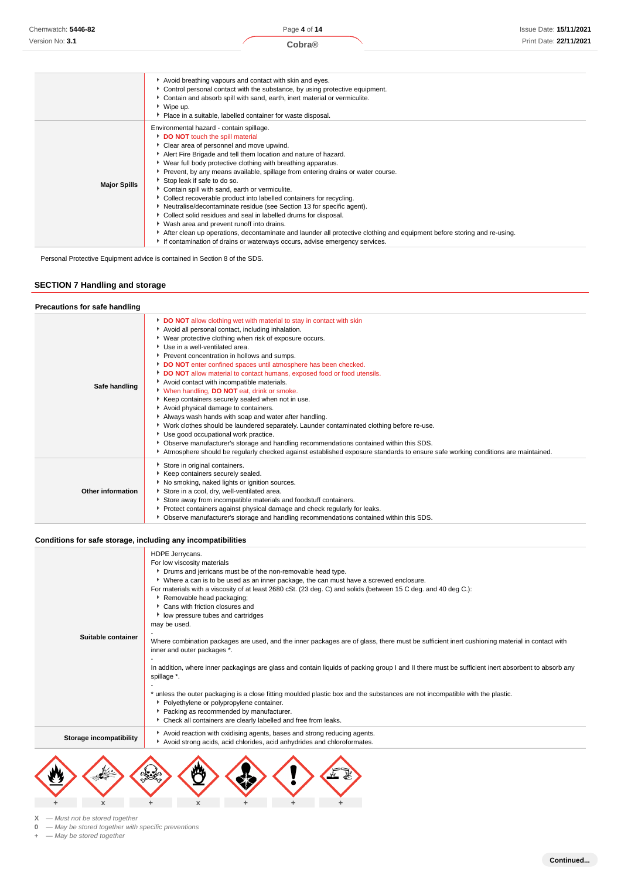| | |
|---|---|
| | - Avoid breathing vapours and contact with skin and eyes.<br>- Control personal contact with the substance, by using protective equipment.<br>- Contain and absorb spill with sand, earth, inert material or vermiculite.<br>- Wipe up.<br>- Place in a suitable, labelled container for waste disposal. |
| **Major Spills** | Environmental hazard - contain spillage.<br>- **DO NOT** touch the spill material<br>- Clear area of personnel and move upwind.<br>- Alert Fire Brigade and tell them location and nature of hazard.<br>- Wear full body protective clothing with breathing apparatus.<br>- Prevent, by any means available, spillage from entering drains or water course.<br>- Stop leak if safe to do so.<br>- Contain spill with sand, earth or vermiculite.<br>- Collect recoverable product into labelled containers for recycling.<br>- Neutralise/decontaminate residue (see Section 13 for specific agent).<br>- Collect solid residues and seal in labelled drums for disposal.<br>- Wash area and prevent runoff into drains.<br>- After clean up operations, decontaminate and launder all protective clothing and equipment before storing and re-using.<br>- If contamination of drains or waterways occurs, advise emergency services. |

Personal Protective Equipment advice is contained in Section 8 of the SDS.

## SECTION 7 Handling and storage

### Precautions for safe handling

| | |
|---|---|
| **Safe handling** | - **DO NOT** allow clothing wet with material to stay in contact with skin<br>- Avoid all personal contact, including inhalation.<br>- Wear protective clothing when risk of exposure occurs.<br>- Use in a well-ventilated area.<br>- Prevent concentration in hollows and sumps.<br>- **DO NOT** enter confined spaces until atmosphere has been checked.<br>- **DO NOT** allow material to contact humans, exposed food or food utensils.<br>- Avoid contact with incompatible materials.<br>- When handling, **DO NOT** eat, drink or smoke.<br>- Keep containers securely sealed when not in use.<br>- Avoid physical damage to containers.<br>- Always wash hands with soap and water after handling.<br>- Work clothes should be laundered separately. Launder contaminated clothing before re-use.<br>- Use good occupational work practice.<br>- Observe manufacturer's storage and handling recommendations contained within this SDS.<br>- Atmosphere should be regularly checked against established exposure standards to ensure safe working conditions are maintained. |
| **Other information** | - Store in original containers.<br>- Keep containers securely sealed.<br>- No smoking, naked lights or ignition sources.<br>- Store in a cool, dry, well-ventilated area.<br>- Store away from incompatible materials and foodstuff containers.<br>- Protect containers against physical damage and check regularly for leaks.<br>- Observe manufacturer's storage and handling recommendations contained within this SDS. |

### Conditions for safe storage, including any incompatibilities

| | |
|---|---|
| **Suitable container** | HDPE Jerrycans.<br>For low viscosity materials<br>- Drums and jerricans must be of the non-removable head type.<br>- Where a can is to be used as an inner package, the can must have a screwed enclosure.<br>For materials with a viscosity of at least 2680 cSt. (23 deg. C) and solids (between 15 C deg. and 40 deg C.):<br>- Removable head packaging;<br>- Cans with friction closures and<br>- low pressure tubes and cartridges<br>may be used.<br>-<br>Where combination packages are used, and the inner packages are of glass, there must be sufficient inert cushioning material in contact with inner and outer packages *.<br>-<br>In addition, where inner packagings are glass and contain liquids of packing group I and II there must be sufficient inert absorbent to absorb any spillage *.<br>-<br>* unless the outer packaging is a close fitting moulded plastic box and the substances are not incompatible with the plastic.<br>- Polyethylene or polypropylene container.<br>- Packing as recommended by manufacturer.<br>- Check all containers are clearly labelled and free from leaks. |
| **Storage incompatibility** | - Avoid reaction with oxidising agents, bases and strong reducing agents.<br>- Avoid strong acids, acid chlorides, acid anhydrides and chloroformates. |

| Flammable | Explosive | Toxic | Oxidising | Health hazard | Irritant | Corrosive |
|---|---|---|---|---|---|---|
| + | x | + | x | + | + | + |

**X** — *Must not be stored together*
**0** — *May be stored together with specific preventions*
**+** — *May be stored together*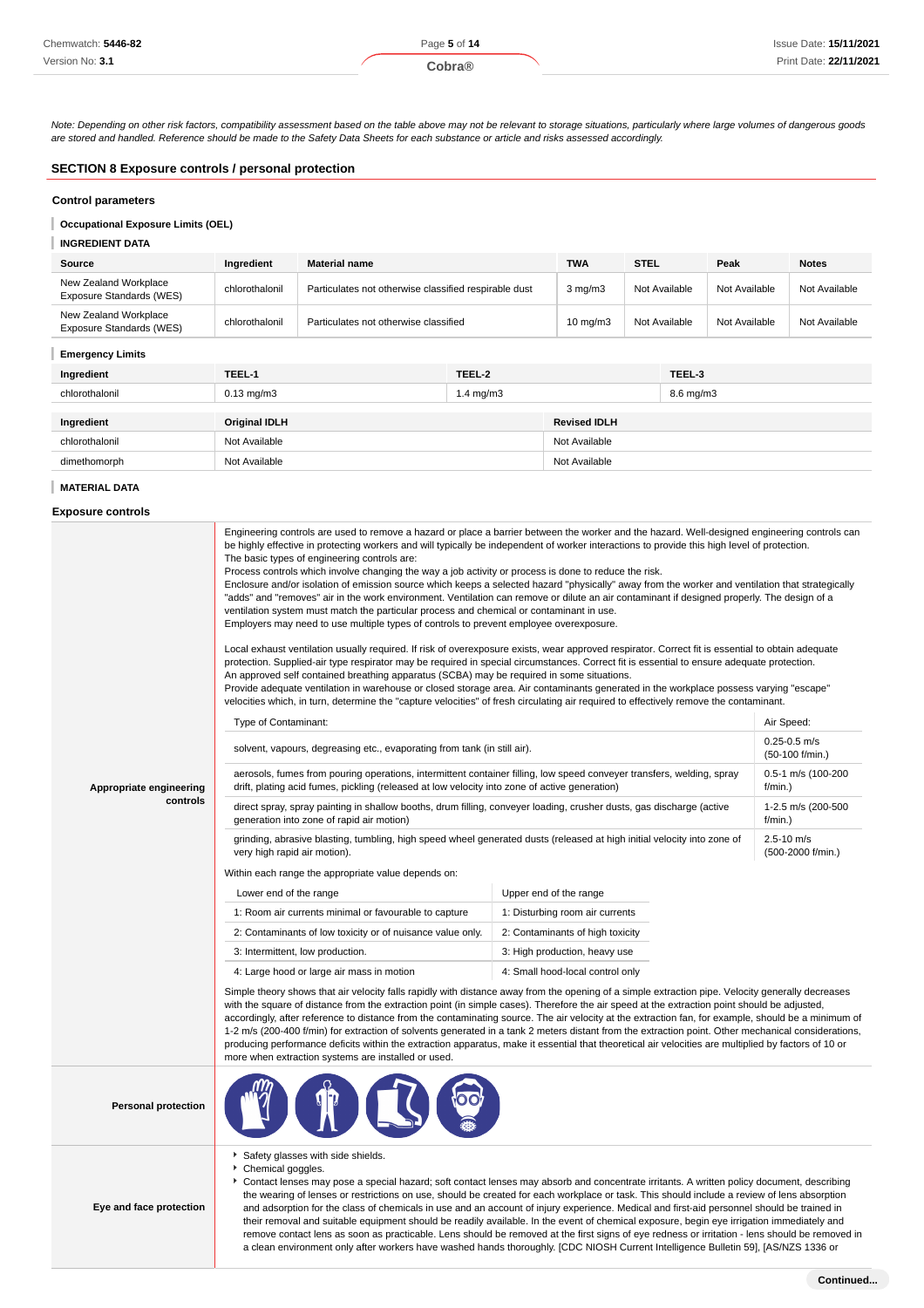*Note: Depending on other risk factors, compatibility assessment based on the table above may not be relevant to storage situations, particularly where large volumes of dangerous goods are stored and handled. Reference should be made to the Safety Data Sheets for each substance or article and risks assessed accordingly.*

## SECTION 8 Exposure controls / personal protection

### Control parameters

#### Occupational Exposure Limits (OEL)

**INGREDIENT DATA**

| Source | Ingredient | Material name | TWA | STEL | Peak | Notes |
|---|---|---|---|---|---|---|
| New Zealand Workplace Exposure Standards (WES) | chlorothalonil | Particulates not otherwise classified respirable dust | 3 mg/m3 | Not Available | Not Available | Not Available |
| New Zealand Workplace Exposure Standards (WES) | chlorothalonil | Particulates not otherwise classified | 10 mg/m3 | Not Available | Not Available | Not Available |

#### Emergency Limits

| Ingredient | TEEL-1 | TEEL-2 | TEEL-3 |
|---|---|---|---|
| chlorothalonil | 0.13 mg/m3 | 1.4 mg/m3 | 8.6 mg/m3 |

| Ingredient | Original IDLH | Revised IDLH |
|---|---|---|
| chlorothalonil | Not Available | Not Available |
| dimethomorph | Not Available | Not Available |

**MATERIAL DATA**

### Exposure controls

**Appropriate engineering controls**

Engineering controls are used to remove a hazard or place a barrier between the worker and the hazard. Well-designed engineering controls can be highly effective in protecting workers and will typically be independent of worker interactions to provide this high level of protection.
The basic types of engineering controls are:
Process controls which involve changing the way a job activity or process is done to reduce the risk.
Enclosure and/or isolation of emission source which keeps a selected hazard "physically" away from the worker and ventilation that strategically "adds" and "removes" air in the work environment. Ventilation can remove or dilute an air contaminant if designed properly. The design of a ventilation system must match the particular process and chemical or contaminant in use.
Employers may need to use multiple types of controls to prevent employee overexposure.

Local exhaust ventilation usually required. If risk of overexposure exists, wear approved respirator. Correct fit is essential to obtain adequate protection. Supplied-air type respirator may be required in special circumstances. Correct fit is essential to ensure adequate protection.
An approved self contained breathing apparatus (SCBA) may be required in some situations.
Provide adequate ventilation in warehouse or closed storage area. Air contaminants generated in the workplace possess varying "escape" velocities which, in turn, determine the "capture velocities" of fresh circulating air required to effectively remove the contaminant.

| Type of Contaminant: | Air Speed: |
|---|---|
| solvent, vapours, degreasing etc., evaporating from tank (in still air). | 0.25-0.5 m/s (50-100 f/min.) |
| aerosols, fumes from pouring operations, intermittent container filling, low speed conveyer transfers, welding, spray drift, plating acid fumes, pickling (released at low velocity into zone of active generation) | 0.5-1 m/s (100-200 f/min.) |
| direct spray, spray painting in shallow booths, drum filling, conveyer loading, crusher dusts, gas discharge (active generation into zone of rapid air motion) | 1-2.5 m/s (200-500 f/min.) |
| grinding, abrasive blasting, tumbling, high speed wheel generated dusts (released at high initial velocity into zone of very high rapid air motion). | 2.5-10 m/s (500-2000 f/min.) |

Within each range the appropriate value depends on:

| Lower end of the range | Upper end of the range |
|---|---|
| 1: Room air currents minimal or favourable to capture | 1: Disturbing room air currents |
| 2: Contaminants of low toxicity or of nuisance value only. | 2: Contaminants of high toxicity |
| 3: Intermittent, low production. | 3: High production, heavy use |
| 4: Large hood or large air mass in motion | 4: Small hood-local control only |

Simple theory shows that air velocity falls rapidly with distance away from the opening of a simple extraction pipe. Velocity generally decreases with the square of distance from the extraction point (in simple cases). Therefore the air speed at the extraction point should be adjusted, accordingly, after reference to distance from the contaminating source. The air velocity at the extraction fan, for example, should be a minimum of 1-2 m/s (200-400 f/min) for extraction of solvents generated in a tank 2 meters distant from the extraction point. Other mechanical considerations, producing performance deficits within the extraction apparatus, make it essential that theoretical air velocities are multiplied by factors of 10 or more when extraction systems are installed or used.

**Personal protection**

**Eye and face protection**

- Safety glasses with side shields.
- Chemical goggles.
- Contact lenses may pose a special hazard; soft contact lenses may absorb and concentrate irritants. A written policy document, describing the wearing of lenses or restrictions on use, should be created for each workplace or task. This should include a review of lens absorption and adsorption for the class of chemicals in use and an account of injury experience. Medical and first-aid personnel should be trained in their removal and suitable equipment should be readily available. In the event of chemical exposure, begin eye irrigation immediately and remove contact lens as soon as practicable. Lens should be removed at the first signs of eye redness or irritation - lens should be removed in a clean environment only after workers have washed hands thoroughly. [CDC NIOSH Current Intelligence Bulletin 59], [AS/NZS 1336 or

Continued...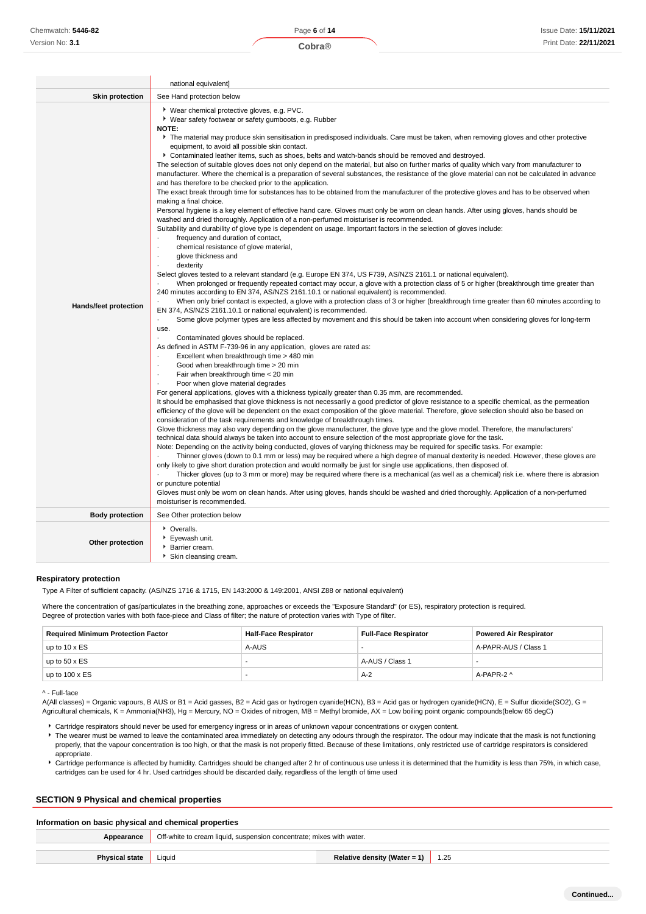| | |
|---|---|
| | national equivalent] |
| **Skin protection** | See Hand protection below |
| **Hands/feet protection** | ▸ Wear chemical protective gloves, e.g. PVC.<br>▸ Wear safety footwear or safety gumboots, e.g. Rubber<br>**NOTE:**<br>▸ The material may produce skin sensitisation in predisposed individuals. Care must be taken, when removing gloves and other protective equipment, to avoid all possible skin contact.<br>▸ Contaminated leather items, such as shoes, belts and watch-bands should be removed and destroyed.<br>The selection of suitable gloves does not only depend on the material, but also on further marks of quality which vary from manufacturer to manufacturer. Where the chemical is a preparation of several substances, the resistance of the glove material can not be calculated in advance and has therefore to be checked prior to the application.<br>The exact break through time for substances has to be obtained from the manufacturer of the protective gloves and has to be observed when making a final choice.<br>Personal hygiene is a key element of effective hand care. Gloves must only be worn on clean hands. After using gloves, hands should be washed and dried thoroughly. Application of a non-perfumed moisturiser is recommended.<br>Suitability and durability of glove type is dependent on usage. Important factors in the selection of gloves include:<br>· frequency and duration of contact,<br>· chemical resistance of glove material,<br>· glove thickness and<br>· dexterity<br>Select gloves tested to a relevant standard (e.g. Europe EN 374, US F739, AS/NZS 2161.1 or national equivalent).<br>· When prolonged or frequently repeated contact may occur, a glove with a protection class of 5 or higher (breakthrough time greater than 240 minutes according to EN 374, AS/NZS 2161.10.1 or national equivalent) is recommended.<br>· When only brief contact is expected, a glove with a protection class of 3 or higher (breakthrough time greater than 60 minutes according to EN 374, AS/NZS 2161.10.1 or national equivalent) is recommended.<br>· Some glove polymer types are less affected by movement and this should be taken into account when considering gloves for long-term use.<br>· Contaminated gloves should be replaced.<br>As defined in ASTM F-739-96 in any application, gloves are rated as:<br>· Excellent when breakthrough time > 480 min<br>· Good when breakthrough time > 20 min<br>· Fair when breakthrough time < 20 min<br>· Poor when glove material degrades<br>For general applications, gloves with a thickness typically greater than 0.35 mm, are recommended.<br>It should be emphasised that glove thickness is not necessarily a good predictor of glove resistance to a specific chemical, as the permeation efficiency of the glove will be dependent on the exact composition of the glove material. Therefore, glove selection should also be based on consideration of the task requirements and knowledge of breakthrough times.<br>Glove thickness may also vary depending on the glove manufacturer, the glove type and the glove model. Therefore, the manufacturers' technical data should always be taken into account to ensure selection of the most appropriate glove for the task.<br>Note: Depending on the activity being conducted, gloves of varying thickness may be required for specific tasks. For example:<br>· Thinner gloves (down to 0.1 mm or less) may be required where a high degree of manual dexterity is needed. However, these gloves are only likely to give short duration protection and would normally be just for single use applications, then disposed of.<br>· Thicker gloves (up to 3 mm or more) may be required where there is a mechanical (as well as a chemical) risk i.e. where there is abrasion or puncture potential<br>Gloves must only be worn on clean hands. After using gloves, hands should be washed and dried thoroughly. Application of a non-perfumed moisturiser is recommended. |
| **Body protection** | See Other protection below |
| **Other protection** | ▸ Overalls.<br>▸ Eyewash unit.<br>▸ Barrier cream.<br>▸ Skin cleansing cream. |

### Respiratory protection

Type A Filter of sufficient capacity. (AS/NZS 1716 & 1715, EN 143:2000 & 149:2001, ANSI Z88 or national equivalent)

Where the concentration of gas/particulates in the breathing zone, approaches or exceeds the "Exposure Standard" (or ES), respiratory protection is required.
Degree of protection varies with both face-piece and Class of filter; the nature of protection varies with Type of filter.

| Required Minimum Protection Factor | Half-Face Respirator | Full-Face Respirator | Powered Air Respirator |
|---|---|---|---|
| up to 10 x ES | A-AUS | - | A-PAPR-AUS / Class 1 |
| up to 50 x ES | - | A-AUS / Class 1 | - |
| up to 100 x ES | - | A-2 | A-PAPR-2 ^ |

^ - Full-face
A(All classes) = Organic vapours, B AUS or B1 = Acid gasses, B2 = Acid gas or hydrogen cyanide(HCN), B3 = Acid gas or hydrogen cyanide(HCN), E = Sulfur dioxide(SO2), G = Agricultural chemicals, K = Ammonia(NH3), Hg = Mercury, NO = Oxides of nitrogen, MB = Methyl bromide, AX = Low boiling point organic compounds(below 65 degC)

- Cartridge respirators should never be used for emergency ingress or in areas of unknown vapour concentrations or oxygen content.
- The wearer must be warned to leave the contaminated area immediately on detecting any odours through the respirator. The odour may indicate that the mask is not functioning properly, that the vapour concentration is too high, or that the mask is not properly fitted. Because of these limitations, only restricted use of cartridge respirators is considered appropriate.
- Cartridge performance is affected by humidity. Cartridges should be changed after 2 hr of continuous use unless it is determined that the humidity is less than 75%, in which case, cartridges can be used for 4 hr. Used cartridges should be discarded daily, regardless of the length of time used

## SECTION 9 Physical and chemical properties

### Information on basic physical and chemical properties

| | | | |
|---|---|---|---|
| **Appearance** | Off-white to cream liquid, suspension concentrate; mixes with water. | | |
| **Physical state** | Liquid | **Relative density (Water = 1)** | 1.25 |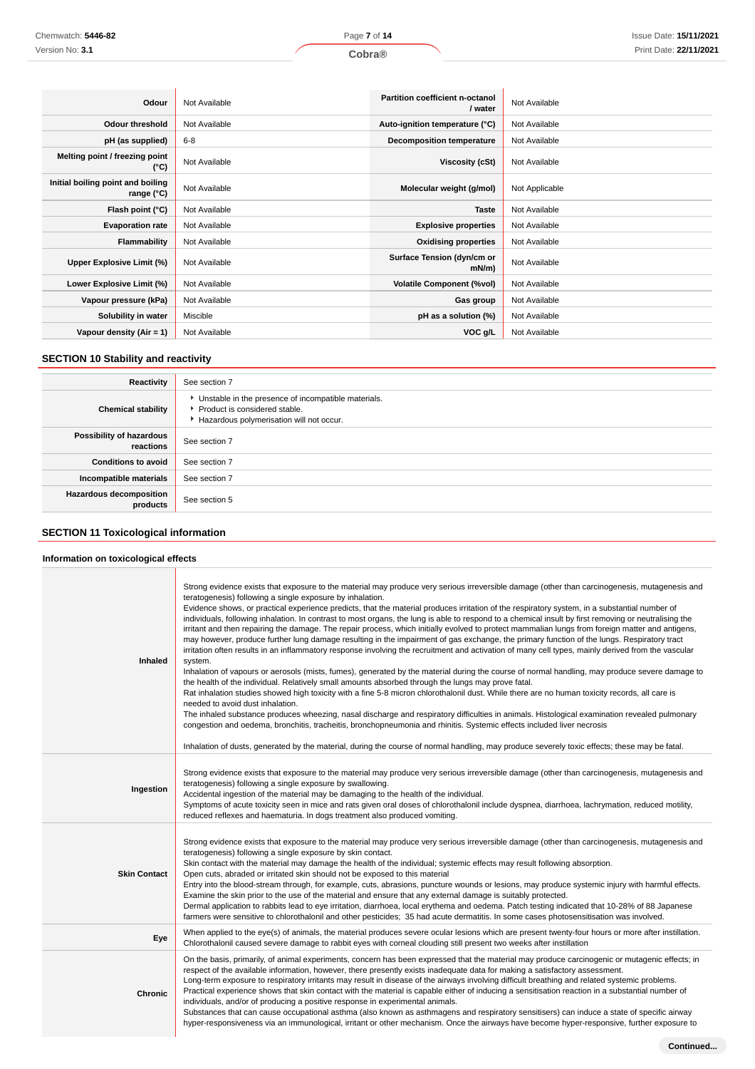| | | | |
|---|---|---|---|
| **Odour** | Not Available | **Partition coefficient n-octanol / water** | Not Available |
| **Odour threshold** | Not Available | **Auto-ignition temperature (°C)** | Not Available |
| **pH (as supplied)** | 6-8 | **Decomposition temperature** | Not Available |
| **Melting point / freezing point (°C)** | Not Available | **Viscosity (cSt)** | Not Available |
| **Initial boiling point and boiling range (°C)** | Not Available | **Molecular weight (g/mol)** | Not Applicable |
| **Flash point (°C)** | Not Available | **Taste** | Not Available |
| **Evaporation rate** | Not Available | **Explosive properties** | Not Available |
| **Flammability** | Not Available | **Oxidising properties** | Not Available |
| **Upper Explosive Limit (%)** | Not Available | **Surface Tension (dyn/cm or mN/m)** | Not Available |
| **Lower Explosive Limit (%)** | Not Available | **Volatile Component (%vol)** | Not Available |
| **Vapour pressure (kPa)** | Not Available | **Gas group** | Not Available |
| **Solubility in water** | Miscible | **pH as a solution (%)** | Not Available |
| **Vapour density (Air = 1)** | Not Available | **VOC g/L** | Not Available |

## SECTION 10 Stability and reactivity

| | |
|---|---|
| **Reactivity** | See section 7 |
| **Chemical stability** | ▸ Unstable in the presence of incompatible materials.<br>▸ Product is considered stable.<br>▸ Hazardous polymerisation will not occur. |
| **Possibility of hazardous reactions** | See section 7 |
| **Conditions to avoid** | See section 7 |
| **Incompatible materials** | See section 7 |
| **Hazardous decomposition products** | See section 5 |

## SECTION 11 Toxicological information

### Information on toxicological effects

| | |
|---|---|
| **Inhaled** | Strong evidence exists that exposure to the material may produce very serious irreversible damage (other than carcinogenesis, mutagenesis and teratogenesis) following a single exposure by inhalation.<br>Evidence shows, or practical experience predicts, that the material produces irritation of the respiratory system, in a substantial number of individuals, following inhalation. In contrast to most organs, the lung is able to respond to a chemical insult by first removing or neutralising the irritant and then repairing the damage. The repair process, which initially evolved to protect mammalian lungs from foreign matter and antigens, may however, produce further lung damage resulting in the impairment of gas exchange, the primary function of the lungs. Respiratory tract irritation often results in an inflammatory response involving the recruitment and activation of many cell types, mainly derived from the vascular system.<br>Inhalation of vapours or aerosols (mists, fumes), generated by the material during the course of normal handling, may produce severe damage to the health of the individual. Relatively small amounts absorbed through the lungs may prove fatal.<br>Rat inhalation studies showed high toxicity with a fine 5-8 micron chlorothalonil dust. While there are no human toxicity records, all care is needed to avoid dust inhalation.<br>The inhaled substance produces wheezing, nasal discharge and respiratory difficulties in animals. Histological examination revealed pulmonary congestion and oedema, bronchitis, tracheitis, bronchopneumonia and rhinitis. Systemic effects included liver necrosis<br><br>Inhalation of dusts, generated by the material, during the course of normal handling, may produce severely toxic effects; these may be fatal. |
| **Ingestion** | Strong evidence exists that exposure to the material may produce very serious irreversible damage (other than carcinogenesis, mutagenesis and teratogenesis) following a single exposure by swallowing.<br>Accidental ingestion of the material may be damaging to the health of the individual.<br>Symptoms of acute toxicity seen in mice and rats given oral doses of chlorothalonil include dyspnea, diarrhoea, lachrymation, reduced motility, reduced reflexes and haematuria. In dogs treatment also produced vomiting. |
| **Skin Contact** | Strong evidence exists that exposure to the material may produce very serious irreversible damage (other than carcinogenesis, mutagenesis and teratogenesis) following a single exposure by skin contact.<br>Skin contact with the material may damage the health of the individual; systemic effects may result following absorption.<br>Open cuts, abraded or irritated skin should not be exposed to this material<br>Entry into the blood-stream through, for example, cuts, abrasions, puncture wounds or lesions, may produce systemic injury with harmful effects. Examine the skin prior to the use of the material and ensure that any external damage is suitably protected.<br>Dermal application to rabbits lead to eye irritation, diarrhoea, local erythema and oedema. Patch testing indicated that 10-28% of 88 Japanese farmers were sensitive to chlorothalonil and other pesticides; 35 had acute dermatitis. In some cases photosensitisation was involved. |
| **Eye** | When applied to the eye(s) of animals, the material produces severe ocular lesions which are present twenty-four hours or more after instillation.<br>Chlorothalonil caused severe damage to rabbit eyes with corneal clouding still present two weeks after instillation |
| **Chronic** | On the basis, primarily, of animal experiments, concern has been expressed that the material may produce carcinogenic or mutagenic effects; in respect of the available information, however, there presently exists inadequate data for making a satisfactory assessment.<br>Long-term exposure to respiratory irritants may result in disease of the airways involving difficult breathing and related systemic problems.<br>Practical experience shows that skin contact with the material is capable either of inducing a sensitisation reaction in a substantial number of individuals, and/or of producing a positive response in experimental animals.<br>Substances that can cause occupational asthma (also known as asthmagens and respiratory sensitisers) can induce a state of specific airway hyper-responsiveness via an immunological, irritant or other mechanism. Once the airways have become hyper-responsive, further exposure to |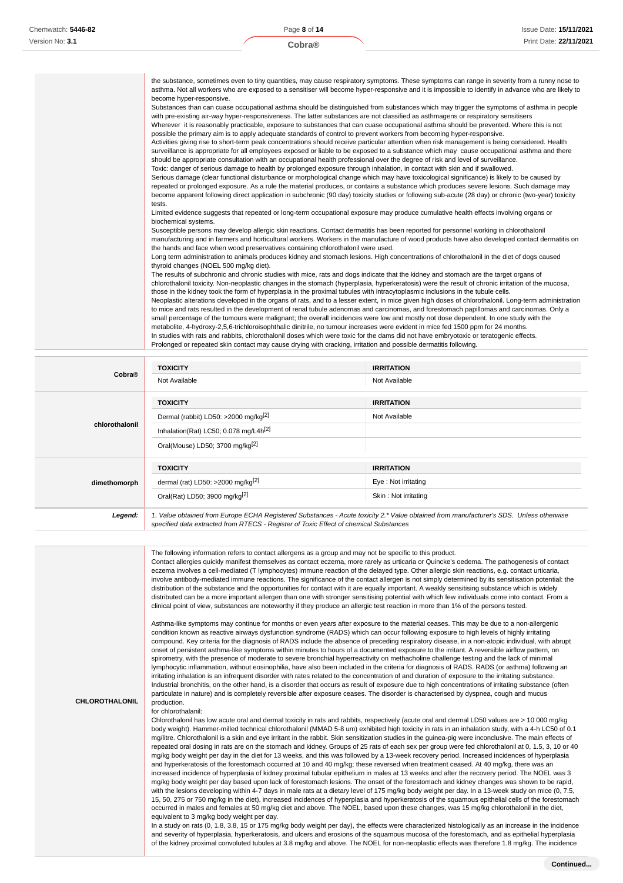the substance, sometimes even to tiny quantities, may cause respiratory symptoms. These symptoms can range in severity from a runny nose to asthma. Not all workers who are exposed to a sensitiser will become hyper-responsive and it is impossible to identify in advance who are likely to become hyper-responsive.
Substances than can cuase occupational asthma should be distinguished from substances which may trigger the symptoms of asthma in people with pre-existing air-way hyper-responsiveness. The latter substances are not classified as asthmagens or respiratory sensitisers
Wherever it is reasonably practicable, exposure to substances that can cuase occupational asthma should be prevented. Where this is not possible the primary aim is to apply adequate standards of control to prevent workers from becoming hyper-responsive.
Activities giving rise to short-term peak concentrations should receive particular attention when risk management is being considered. Health surveillance is appropriate for all employees exposed or liable to be exposed to a substance which may cause occupational asthma and there should be appropriate consultation with an occupational health professional over the degree of risk and level of surveillance.
Toxic: danger of serious damage to health by prolonged exposure through inhalation, in contact with skin and if swallowed.
Serious damage (clear functional disturbance or morphological change which may have toxicological significance) is likely to be caused by repeated or prolonged exposure. As a rule the material produces, or contains a substance which produces severe lesions. Such damage may become apparent following direct application in subchronic (90 day) toxicity studies or following sub-acute (28 day) or chronic (two-year) toxicity tests.
Limited evidence suggests that repeated or long-term occupational exposure may produce cumulative health effects involving organs or biochemical systems.
Susceptible persons may develop allergic skin reactions. Contact dermatitis has been reported for personnel working in chlorothalonil manufacturing and in farmers and horticultural workers. Workers in the manufacture of wood products have also developed contact dermatitis on the hands and face when wood preservatives containing chlorothalonil were used.
Long term administration to animals produces kidney and stomach lesions. High concentrations of chlorothalonil in the diet of dogs caused thyroid changes (NOEL 500 mg/kg diet).
The results of subchronic and chronic studies with mice, rats and dogs indicate that the kidney and stomach are the target organs of chlorothalonil toxicity. Non-neoplastic changes in the stomach (hyperplasia, hyperkeratosis) were the result of chronic irritation of the mucosa, those in the kidney took the form of hyperplasia in the proximal tubules with intracytoplasmic inclusions in the tubule cells.
Neoplastic alterations developed in the organs of rats, and to a lesser extent, in mice given high doses of chlorothalonil. Long-term administration to mice and rats resulted in the development of renal tubule adenomas and carcinomas, and forestomach papillomas and carcinomas. Only a small percentage of the tumours were malignant; the overall incidences were low and mostly not dose dependent. In one study with the metabolite, 4-hydroxy-2,5,6-trichloroisophthalic dinitrile, no tumour increases were evident in mice fed 1500 ppm for 24 months.
In studies with rats and rabbits, chlorothalonil doses which were toxic for the dams did not have embryotoxic or teratogenic effects.
Prolonged or repeated skin contact may cause drying with cracking, irritation and possible dermatitis following.

| | TOXICITY | IRRITATION |
|---|---|---|
| **Cobra®** | Not Available | Not Available |
| **chlorothalonil** | **TOXICITY** | **IRRITATION** |
| | Dermal (rabbit) LD50: >2000 mg/kg[2] | Not Available |
| | Inhalation(Rat) LC50; 0.078 mg/L4h[2] | |
| | Oral(Mouse) LD50; 3700 mg/kg[2] | |
| **dimethomorph** | **TOXICITY** | **IRRITATION** |
| | dermal (rat) LD50: >2000 mg/kg[2] | Eye : Not irritating |
| | Oral(Rat) LD50; 3900 mg/kg[2] | Skin : Not irritating |
| ***Legend:*** | *1. Value obtained from Europe ECHA Registered Substances - Acute toxicity 2.\* Value obtained from manufacturer's SDS. Unless otherwise specified data extracted from RTECS - Register of Toxic Effect of chemical Substances* | |

**CHLOROTHALONIL**

The following information refers to contact allergens as a group and may not be specific to this product.
Contact allergies quickly manifest themselves as contact eczema, more rarely as urticaria or Quincke's oedema. The pathogenesis of contact eczema involves a cell-mediated (T lymphocytes) immune reaction of the delayed type. Other allergic skin reactions, e.g. contact urticaria, involve antibody-mediated immune reactions. The significance of the contact allergen is not simply determined by its sensitisation potential: the distribution of the substance and the opportunities for contact with it are equally important. A weakly sensitising substance which is widely distributed can be a more important allergen than one with stronger sensitising potential with which few individuals come into contact. From a clinical point of view, substances are noteworthy if they produce an allergic test reaction in more than 1% of the persons tested.

Asthma-like symptoms may continue for months or even years after exposure to the material ceases. This may be due to a non-allergenic condition known as reactive airways dysfunction syndrome (RADS) which can occur following exposure to high levels of highly irritating compound. Key criteria for the diagnosis of RADS include the absence of preceding respiratory disease, in a non-atopic individual, with abrupt onset of persistent asthma-like symptoms within minutes to hours of a documented exposure to the irritant. A reversible airflow pattern, on spirometry, with the presence of moderate to severe bronchial hyperreactivity on methacholine challenge testing and the lack of minimal lymphocytic inflammation, without eosinophilia, have also been included in the criteria for diagnosis of RADS. RADS (or asthma) following an irritating inhalation is an infrequent disorder with rates related to the concentration of and duration of exposure to the irritating substance. Industrial bronchitis, on the other hand, is a disorder that occurs as result of exposure due to high concentrations of irritating substance (often particulate in nature) and is completely reversible after exposure ceases. The disorder is characterised by dyspnea, cough and mucus production.
for chlorothalanil:
Chlorothalonil has low acute oral and dermal toxicity in rats and rabbits, respectively (acute oral and dermal LD50 values are > 10 000 mg/kg body weight). Hammer-milled technical chlorothalonil (MMAD 5-8 um) exhibited high toxicity in rats in an inhalation study, with a 4-h LC50 of 0.1 mg/litre. Chlorothalonil is a skin and eye irritant in the rabbit. Skin sensitization studies in the guinea-pig were inconclusive. The main effects of repeated oral dosing in rats are on the stomach and kidney. Groups of 25 rats of each sex per group were fed chlorothalonil at 0, 1.5, 3, 10 or 40 mg/kg body weight per day in the diet for 13 weeks, and this was followed by a 13-week recovery period. Increased incidences of hyperplasia and hyperkeratosis of the forestomach occurred at 10 and 40 mg/kg; these were reversed when treatment ceased. At 40 mg/kg, there was an increased incidence of hyperplasia of kidney proximal tubular epithelium in males at 13 weeks and after the recovery period. The NOEL was 3 mg/kg body weight per day based upon lack of forestomach lesions. The onset of the forestomach and kidney changes was shown to be rapid, with the lesions developing within 4-7 days in male rats at a dietary level of 175 mg/kg body weight per day. In a 13-week study on mice (0, 7.5, 15, 50, 275 or 750 mg/kg in the diet), increased incidences of hyperplasia and hyperkeratosis of the squamous epithelial cells of the forestomach occurred in males and females at 50 mg/kg diet and above. The NOEL, based upon these changes, was 15 mg/kg chlorothalonil in the diet, equivalent to 3 mg/kg body weight per day.
In a study on rats (0, 1.8, 3.8, 15 or 175 mg/kg body weight per day), the effects were characterized histologically as an increase in the incidence and severity of hyperplasia, hyperkeratosis, and ulcers and erosions of the squamous mucosa of the forestomach, and as epithelial hyperplasia of the kidney proximal convoluted tubules at 3.8 mg/kg and above. The NOEL for non-neoplastic effects was therefore 1.8 mg/kg. The incidence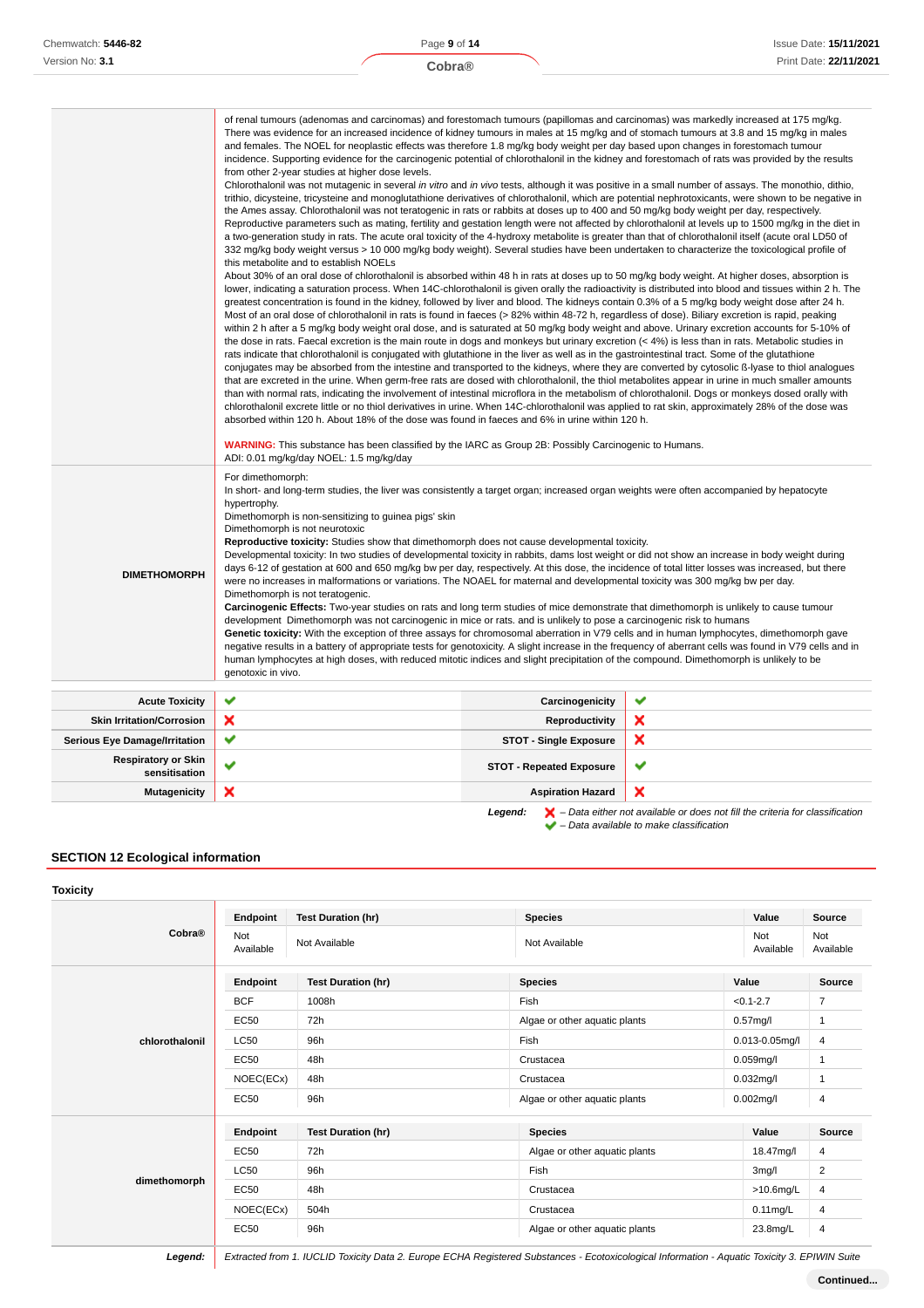| | |
|---|---|
| | of renal tumours (adenomas and carcinomas) and forestomach tumours (papillomas and carcinomas) was markedly increased at 175 mg/kg. There was evidence for an increased incidence of kidney tumours in males at 15 mg/kg and of stomach tumours at 3.8 and 15 mg/kg in males and females. The NOEL for neoplastic effects was therefore 1.8 mg/kg body weight per day based upon changes in forestomach tumour incidence. Supporting evidence for the carcinogenic potential of chlorothalonil in the kidney and forestomach of rats was provided by the results from other 2-year studies at higher dose levels.<br>Chlorothalonil was not mutagenic in several *in vitro* and *in vivo* tests, although it was positive in a small number of assays. The monothio, dithio, trithio, dicysteine, tricysteine and monoglutathione derivatives of chlorothalonil, which are potential nephrotoxicants, were shown to be negative in the Ames assay. Chlorothalonil was not teratogenic in rats or rabbits at doses up to 400 and 50 mg/kg body weight per day, respectively. Reproductive parameters such as mating, fertility and gestation length were not affected by chlorothalonil at levels up to 1500 mg/kg in the diet in a two-generation study in rats. The acute oral toxicity of the 4-hydroxy metabolite is greater than that of chlorothalonil itself (acute oral LD50 of 332 mg/kg body weight versus > 10 000 mg/kg body weight). Several studies have been undertaken to characterize the toxicological profile of this metabolite and to establish NOELs<br>About 30% of an oral dose of chlorothalonil is absorbed within 48 h in rats at doses up to 50 mg/kg body weight. At higher doses, absorption is lower, indicating a saturation process. When 14C-chlorothalonil is given orally the radioactivity is distributed into blood and tissues within 2 h. The greatest concentration is found in the kidney, followed by liver and blood. The kidneys contain 0.3% of a 5 mg/kg body weight dose after 24 h. Most of an oral dose of chlorothalonil in rats is found in faeces (> 82% within 48-72 h, regardless of dose). Biliary excretion is rapid, peaking within 2 h after a 5 mg/kg body weight oral dose, and is saturated at 50 mg/kg body weight and above. Urinary excretion accounts for 5-10% of the dose in rats. Faecal excretion is the main route in dogs and monkeys but urinary excretion (< 4%) is less than in rats. Metabolic studies in rats indicate that chlorothalonil is conjugated with glutathione in the liver as well as in the gastrointestinal tract. Some of the glutathione conjugates may be absorbed from the intestine and transported to the kidneys, where they are converted by cytosolic ß-lyase to thiol analogues that are excreted in the urine. When germ-free rats are dosed with chlorothalonil, the thiol metabolites appear in urine in much smaller amounts than with normal rats, indicating the involvement of intestinal microflora in the metabolism of chlorothalonil. Dogs or monkeys dosed orally with chlorothalonil excrete little or no thiol derivatives in urine. When 14C-chlorothalonil was applied to rat skin, approximately 28% of the dose was absorbed within 120 h. About 18% of the dose was found in faeces and 6% in urine within 120 h.<br><br>**WARNING:** This substance has been classified by the IARC as Group 2B: Possibly Carcinogenic to Humans.<br>ADI: 0.01 mg/kg/day NOEL: 1.5 mg/kg/day |
| **DIMETHOMORPH** | For dimethomorph:<br>In short- and long-term studies, the liver was consistently a target organ; increased organ weights were often accompanied by hepatocyte hypertrophy.<br>Dimethomorph is non-sensitizing to guinea pigs' skin<br>Dimethomorph is not neurotoxic<br>**Reproductive toxicity:** Studies show that dimethomorph does not cause developmental toxicity.<br>Developmental toxicity: In two studies of developmental toxicity in rabbits, dams lost weight or did not show an increase in body weight during days 6-12 of gestation at 600 and 650 mg/kg bw per day, respectively. At this dose, the incidence of total litter losses was increased, but there were no increases in malformations or variations. The NOAEL for maternal and developmental toxicity was 300 mg/kg bw per day.<br>Dimethomorph is not teratogenic.<br>**Carcinogenic Effects:** Two-year studies on rats and long term studies of mice demonstrate that dimethomorph is unlikely to cause tumour development Dimethomorph was not carcinogenic in mice or rats. and is unlikely to pose a carcinogenic risk to humans<br>**Genetic toxicity:** With the exception of three assays for chromosomal aberration in V79 cells and in human lymphocytes, dimethomorph gave negative results in a battery of appropriate tests for genotoxicity. A slight increase in the frequency of aberrant cells was found in V79 cells and in human lymphocytes at high doses, with reduced mitotic indices and slight precipitation of the compound. Dimethomorph is unlikely to be genotoxic in vivo. |

| | | | |
|---|---|---|---|
| **Acute Toxicity** | ✔ | **Carcinogenicity** | ✔ |
| **Skin Irritation/Corrosion** | ✘ | **Reproductivity** | ✘ |
| **Serious Eye Damage/Irritation** | ✔ | **STOT - Single Exposure** | ✘ |
| **Respiratory or Skin sensitisation** | ✔ | **STOT - Repeated Exposure** | ✔ |
| **Mutagenicity** | ✘ | **Aspiration Hazard** | ✘ |

***Legend:*** ✘ *– Data either not available or does not fill the criteria for classification*
✔ *– Data available to make classification*

## SECTION 12 Ecological information

### Toxicity

**Cobra®**

| Endpoint | Test Duration (hr) | Species | Value | Source |
|---|---|---|---|---|
| Not Available | Not Available | Not Available | Not Available | Not Available |

**chlorothalonil**

| Endpoint | Test Duration (hr) | Species | Value | Source |
|---|---|---|---|---|
| BCF | 1008h | Fish | <0.1-2.7 | 7 |
| EC50 | 72h | Algae or other aquatic plants | 0.57mg/l | 1 |
| LC50 | 96h | Fish | 0.013-0.05mg/l | 4 |
| EC50 | 48h | Crustacea | 0.059mg/l | 1 |
| NOEC(ECx) | 48h | Crustacea | 0.032mg/l | 1 |
| EC50 | 96h | Algae or other aquatic plants | 0.002mg/l | 4 |

**dimethomorph**

| Endpoint | Test Duration (hr) | Species | Value | Source |
|---|---|---|---|---|
| EC50 | 72h | Algae or other aquatic plants | 18.47mg/l | 4 |
| LC50 | 96h | Fish | 3mg/l | 2 |
| EC50 | 48h | Crustacea | >10.6mg/L | 4 |
| NOEC(ECx) | 504h | Crustacea | 0.11mg/L | 4 |
| EC50 | 96h | Algae or other aquatic plants | 23.8mg/L | 4 |

***Legend:*** *Extracted from 1. IUCLID Toxicity Data 2. Europe ECHA Registered Substances - Ecotoxicological Information - Aquatic Toxicity 3. EPIWIN Suite*

**Continued...**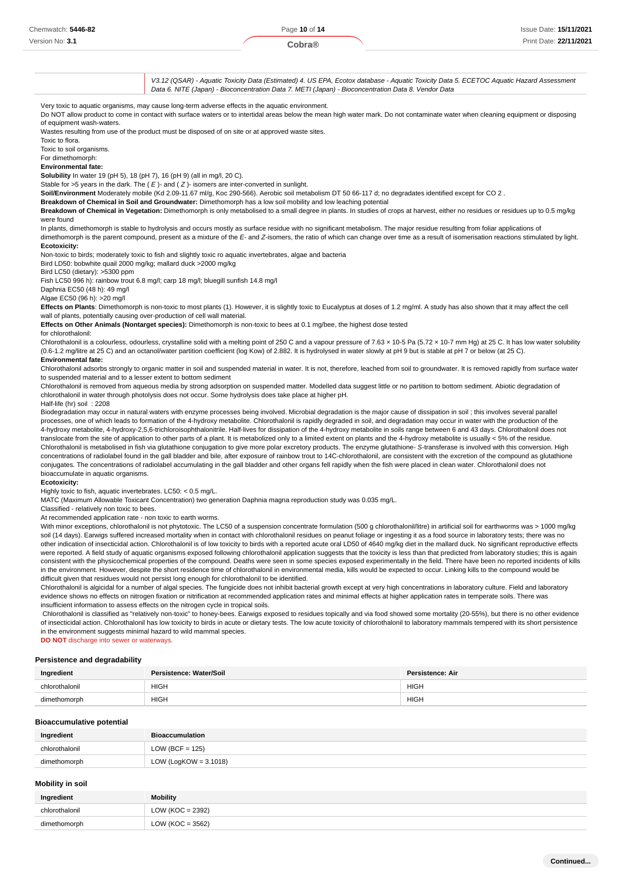| | V3.12 (QSAR) - Aquatic Toxicity Data (Estimated) 4. US EPA, Ecotox database - Aquatic Toxicity Data 5. ECETOC Aquatic Hazard Assessment Data 6. NITE (Japan) - Bioconcentration Data 7. METI (Japan) - Bioconcentration Data 8. Vendor Data |
|---|---|

Very toxic to aquatic organisms, may cause long-term adverse effects in the aquatic environment.
Do NOT allow product to come in contact with surface waters or to intertidal areas below the mean high water mark. Do not contaminate water when cleaning equipment or disposing of equipment wash-waters.
Wastes resulting from use of the product must be disposed of on site or at approved waste sites.
Toxic to flora.
Toxic to soil organisms.
For dimethomorph:
**Environmental fate:**
**Solubility** In water 19 (pH 5), 18 (pH 7), 16 (pH 9) (all in mg/l, 20 C).
Stable for >5 years in the dark. The ( *E* )- and ( *Z* )- isomers are inter-converted in sunlight.
**Soil/Environment** Moderately mobile (Kd 2.09-11.67 ml/g, Koc 290-566). Aerobic soil metabolism DT 50 66-117 d; no degradates identified except for CO 2 .
**Breakdown of Chemical in Soil and Groundwater:** Dimethomorph has a low soil mobility and low leaching potential
**Breakdown of Chemical in Vegetation:** Dimethomorph is only metabolised to a small degree in plants. In studies of crops at harvest, either no residues or residues up to 0.5 mg/kg were found
In plants, dimethomorph is stable to hydrolysis and occurs mostly as surface residue with no significant metabolism. The major residue resulting from foliar applications of dimethomorph is the parent compound, present as a mixture of the *E*- and *Z*-isomers, the ratio of which can change over time as a result of isomerisation reactions stimulated by light.
**Ecotoxicity:**
Non-toxic to birds; moderately toxic to fish and slightly toxic ro aquatic invertebrates, algae and bacteria
Bird LD50: bobwhite quail 2000 mg/kg; mallard duck >2000 mg/kg
Bird LC50 (dietary): >5300 ppm
Fish LC50 996 h): rainbow trout 6.8 mg/l; carp 18 mg/l; bluegill sunfish 14.8 mg/l
Daphnia EC50 (48 h): 49 mg/l
Algae EC50 (96 h): >20 mg/l
**Effects on Plants**: Dimethomorph is non-toxic to most plants (1). However, it is slightly toxic to Eucalyptus at doses of 1.2 mg/ml. A study has also shown that it may affect the cell wall of plants, potentially causing over-production of cell wall material.
**Effects on Other Animals (Nontarget species):** Dimethomorph is non-toxic to bees at 0.1 mg/bee, the highest dose tested
for chlorothalonil:
Chlorothalonil is a colourless, odourless, crystalline solid with a melting point of 250 C and a vapour pressure of 7.63 × 10-5 Pa (5.72 × 10-7 mm Hg) at 25 C. It has low water solubility (0.6-1.2 mg/litre at 25 C) and an octanol/water partition coefficient (log Kow) of 2.882. It is hydrolysed in water slowly at pH 9 but is stable at pH 7 or below (at 25 C).
**Environmental fate:**
Chlorothalonil adsorbs strongly to organic matter in soil and suspended material in water. It is not, therefore, leached from soil to groundwater. It is removed rapidly from surface water to suspended material and to a lesser extent to bottom sediment
Chlorothalonil is removed from aqueous media by strong adsorption on suspended matter. Modelled data suggest little or no partition to bottom sediment. Abiotic degradation of chlorothalonil in water through photolysis does not occur. Some hydrolysis does take place at higher pH.
Half-life (hr) soil : 2208
Biodegradation may occur in natural waters with enzyme processes being involved. Microbial degradation is the major cause of dissipation in soil ; this involves several parallel processes, one of which leads to formation of the 4-hydroxy metabolite. Chlorothalonil is rapidly degraded in soil, and degradation may occur in water with the production of the 4-hydroxy metabolite, 4-hydroxy-2,5,6-trichloroisophthalonitrile. Half-lives for dissipation of the 4-hydroxy metabolite in soils range between 6 and 43 days. Chlorothalonil does not translocate from the site of application to other parts of a plant. It is metabolized only to a limited extent on plants and the 4-hydroxy metabolite is usually < 5% of the residue.
Chlorothalonil is metabolised in fish via glutathione conjugation to give more polar excretory products. The enzyme glutathione- *S*-transferase is involved with this conversion. High concentrations of radiolabel found in the gall bladder and bile, after exposure of rainbow trout to 14C-chlorothalonil, are consistent with the excretion of the compound as glutathione conjugates. The concentrations of radiolabel accumulating in the gall bladder and other organs fell rapidly when the fish were placed in clean water. Chlorothalonil does not bioaccumulate in aquatic organisms.
**Ecotoxicity:**
Highly toxic to fish, aquatic invertebrates. LC50: < 0.5 mg/L.
MATC (Maximum Allowable Toxicant Concentration) two generation Daphnia magna reproduction study was 0.035 mg/L.
Classified - relatively non toxic to bees.
At recommended application rate - non toxic to earth worms.
With minor exceptions, chlorothalonil is not phytotoxic. The LC50 of a suspension concentrate formulation (500 g chlorothalonil/litre) in artificial soil for earthworms was > 1000 mg/kg soil (14 days). Earwigs suffered increased mortality when in contact with chlorothalonil residues on peanut foliage or ingesting it as a food source in laboratory tests; there was no other indication of insecticidal action. Chlorothalonil is of low toxicity to birds with a reported acute oral LD50 of 4640 mg/kg diet in the mallard duck. No significant reproductive effects were reported. A field study of aquatic organisms exposed following chlorothalonil application suggests that the toxicity is less than that predicted from laboratory studies; this is again consistent with the physicochemical properties of the compound. Deaths were seen in some species exposed experimentally in the field. There have been no reported incidents of kills in the environment. However, despite the short residence time of chlorothalonil in environmental media, kills would be expected to occur. Linking kills to the compound would be difficult given that residues would not persist long enough for chlorothalonil to be identified.
Chlorothalonil is algicidal for a number of algal species. The fungicide does not inhibit bacterial growth except at very high concentrations in laboratory culture. Field and laboratory evidence shows no effects on nitrogen fixation or nitrification at recommended application rates and minimal effects at higher application rates in temperate soils. There was insufficient information to assess effects on the nitrogen cycle in tropical soils.
Chlorothalonil is classified as "relatively non-toxic" to honey-bees. Earwigs exposed to residues topically and via food showed some mortality (20-55%), but there is no other evidence of insecticidal action. Chlorothalonil has low toxicity to birds in acute or dietary tests. The low acute toxicity of chlorothalonil to laboratory mammals tempered with its short persistence in the environment suggests minimal hazard to wild mammal species.
**DO NOT** discharge into sewer or waterways.

### Persistence and degradability

| Ingredient | Persistence: Water/Soil | Persistence: Air |
|---|---|---|
| chlorothalonil | HIGH | HIGH |
| dimethomorph | HIGH | HIGH |

### Bioaccumulative potential

| Ingredient | Bioaccumulation |
|---|---|
| chlorothalonil | LOW (BCF = 125) |
| dimethomorph | LOW (LogKOW = 3.1018) |

### Mobility in soil

| Ingredient | Mobility |
|---|---|
| chlorothalonil | LOW (KOC = 2392) |
| dimethomorph | LOW (KOC = 3562) |

**Continued...**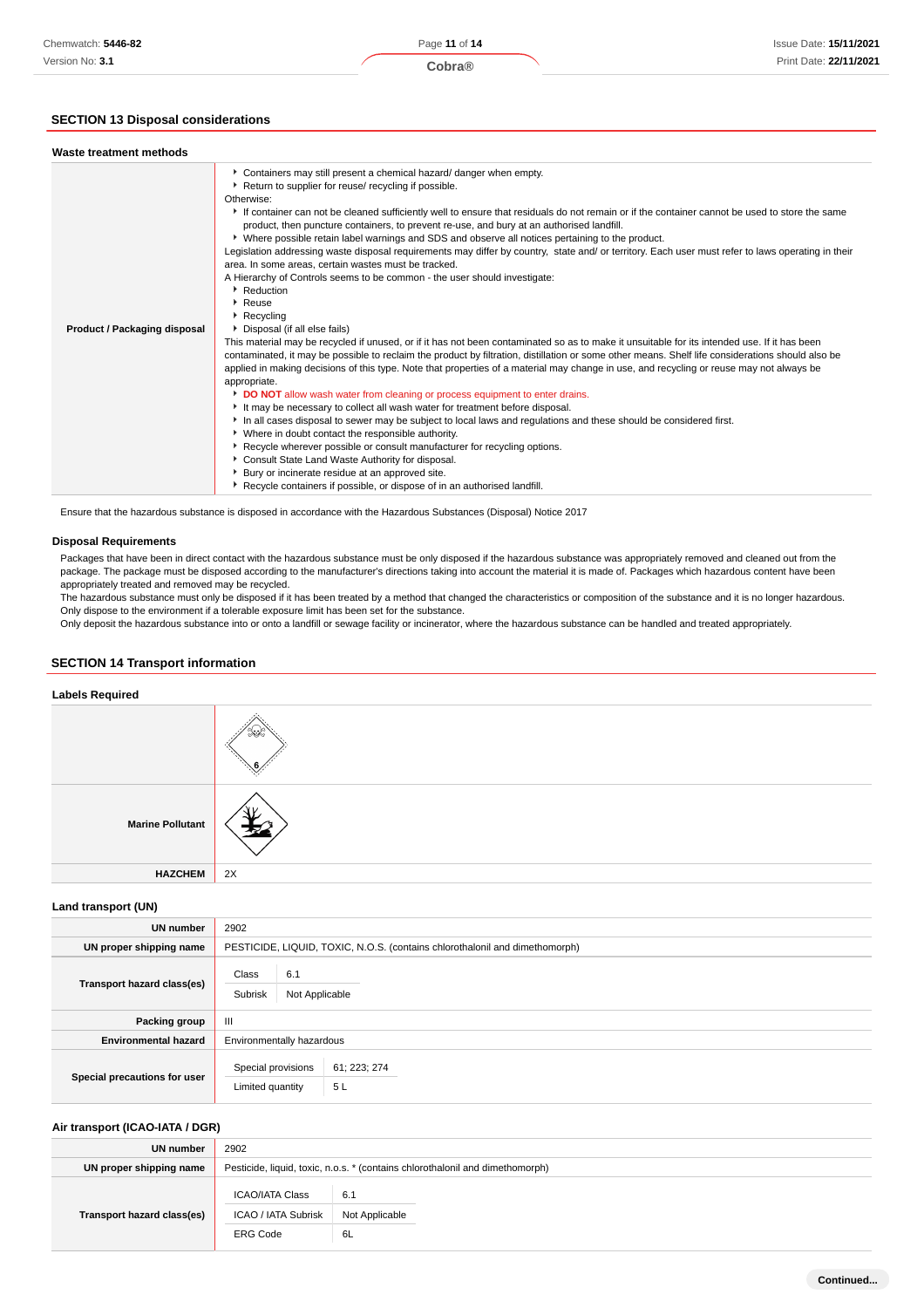## SECTION 13 Disposal considerations

### Waste treatment methods

| | |
|---|---|
| **Product / Packaging disposal** | ▸ Containers may still present a chemical hazard/ danger when empty.<br>▸ Return to supplier for reuse/ recycling if possible.<br>Otherwise:<br>▸ If container can not be cleaned sufficiently well to ensure that residuals do not remain or if the container cannot be used to store the same product, then puncture containers, to prevent re-use, and bury at an authorised landfill.<br>▸ Where possible retain label warnings and SDS and observe all notices pertaining to the product.<br>Legislation addressing waste disposal requirements may differ by country, state and/ or territory. Each user must refer to laws operating in their area. In some areas, certain wastes must be tracked.<br>A Hierarchy of Controls seems to be common - the user should investigate:<br>▸ Reduction<br>▸ Reuse<br>▸ Recycling<br>▸ Disposal (if all else fails)<br>This material may be recycled if unused, or if it has not been contaminated so as to make it unsuitable for its intended use. If it has been contaminated, it may be possible to reclaim the product by filtration, distillation or some other means. Shelf life considerations should also be applied in making decisions of this type. Note that properties of a material may change in use, and recycling or reuse may not always be appropriate.<br>▸ **DO NOT** allow wash water from cleaning or process equipment to enter drains.<br>▸ It may be necessary to collect all wash water for treatment before disposal.<br>▸ In all cases disposal to sewer may be subject to local laws and regulations and these should be considered first.<br>▸ Where in doubt contact the responsible authority.<br>▸ Recycle wherever possible or consult manufacturer for recycling options.<br>▸ Consult State Land Waste Authority for disposal.<br>▸ Bury or incinerate residue at an approved site.<br>▸ Recycle containers if possible, or dispose of in an authorised landfill. |

Ensure that the hazardous substance is disposed in accordance with the Hazardous Substances (Disposal) Notice 2017

### Disposal Requirements

Packages that have been in direct contact with the hazardous substance must be only disposed if the hazardous substance was appropriately removed and cleaned out from the package. The package must be disposed according to the manufacturer's directions taking into account the material it is made of. Packages which hazardous content have been appropriately treated and removed may be recycled.
The hazardous substance must only be disposed if it has been treated by a method that changed the characteristics or composition of the substance and it is no longer hazardous.
Only dispose to the environment if a tolerable exposure limit has been set for the substance.
Only deposit the hazardous substance into or onto a landfill or sewage facility or incinerator, where the hazardous substance can be handled and treated appropriately.

## SECTION 14 Transport information

### Labels Required

| | |
|---|---|
| | 6 |
| **Marine Pollutant** | |
| **HAZCHEM** | 2X |

### Land transport (UN)

| | |
|---|---|
| **UN number** | 2902 |
| **UN proper shipping name** | PESTICIDE, LIQUID, TOXIC, N.O.S. (contains chlorothalonil and dimethomorph) |
| **Transport hazard class(es)** | Class: 6.1<br>Subrisk: Not Applicable |
| **Packing group** | III |
| **Environmental hazard** | Environmentally hazardous |
| **Special precautions for user** | Special provisions: 61; 223; 274<br>Limited quantity: 5 L |

### Air transport (ICAO-IATA / DGR)

| | |
|---|---|
| **UN number** | 2902 |
| **UN proper shipping name** | Pesticide, liquid, toxic, n.o.s. * (contains chlorothalonil and dimethomorph) |
| **Transport hazard class(es)** | ICAO/IATA Class: 6.1<br>ICAO / IATA Subrisk: Not Applicable<br>ERG Code: 6L |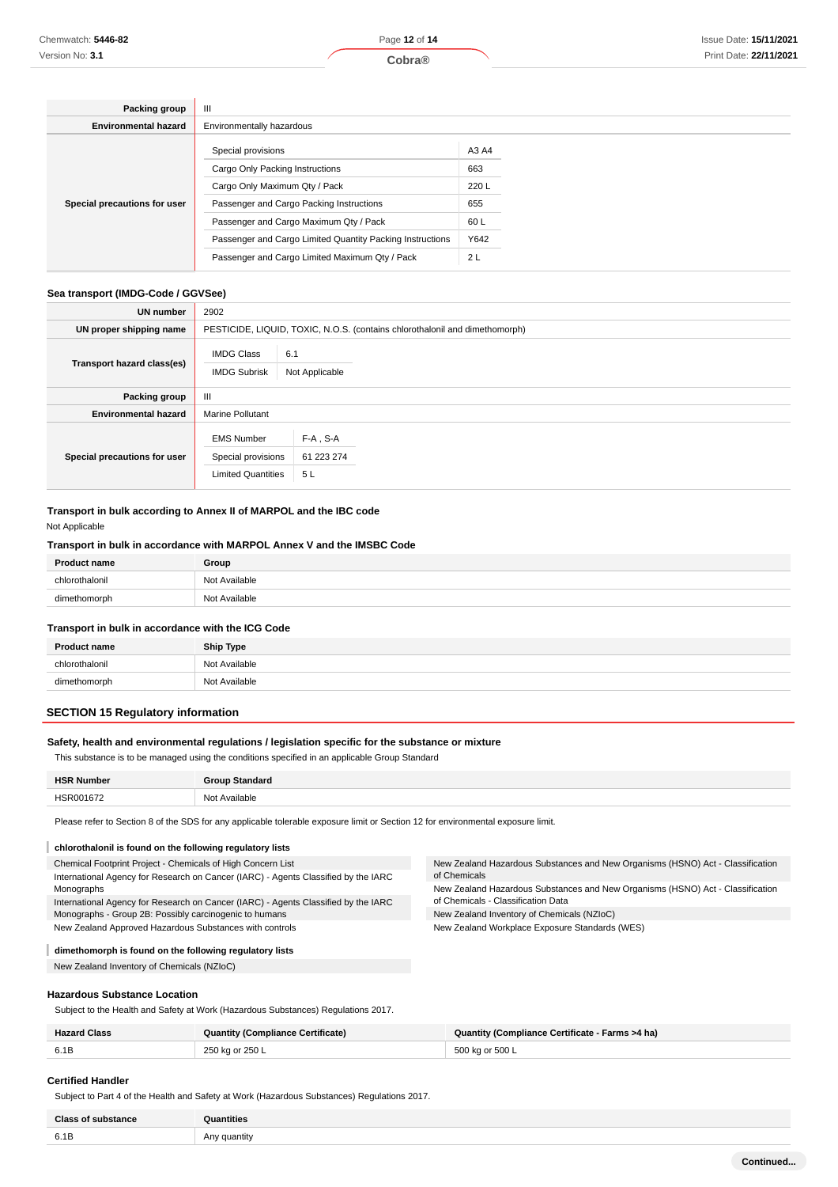| | |
|---|---|
| **Packing group** | III |
| **Environmental hazard** | Environmentally hazardous |
| **Special precautions for user** | Special provisions: A3 A4<br>Cargo Only Packing Instructions: 663<br>Cargo Only Maximum Qty / Pack: 220 L<br>Passenger and Cargo Packing Instructions: 655<br>Passenger and Cargo Maximum Qty / Pack: 60 L<br>Passenger and Cargo Limited Quantity Packing Instructions: Y642<br>Passenger and Cargo Limited Maximum Qty / Pack: 2 L |

### Sea transport (IMDG-Code / GGVSee)

| | |
|---|---|
| **UN number** | 2902 |
| **UN proper shipping name** | PESTICIDE, LIQUID, TOXIC, N.O.S. (contains chlorothalonil and dimethomorph) |
| **Transport hazard class(es)** | IMDG Class: 6.1<br>IMDG Subrisk: Not Applicable |
| **Packing group** | III |
| **Environmental hazard** | Marine Pollutant |
| **Special precautions for user** | EMS Number: F-A , S-A<br>Special provisions: 61 223 274<br>Limited Quantities: 5 L |

### Transport in bulk according to Annex II of MARPOL and the IBC code

Not Applicable

### Transport in bulk in accordance with MARPOL Annex V and the IMSBC Code

| Product name | Group |
|---|---|
| chlorothalonil | Not Available |
| dimethomorph | Not Available |

### Transport in bulk in accordance with the ICG Code

| Product name | Ship Type |
|---|---|
| chlorothalonil | Not Available |
| dimethomorph | Not Available |

## SECTION 15 Regulatory information

### Safety, health and environmental regulations / legislation specific for the substance or mixture

This substance is to be managed using the conditions specified in an applicable Group Standard

| HSR Number | Group Standard |
|---|---|
| HSR001672 | Not Available |

Please refer to Section 8 of the SDS for any applicable tolerable exposure limit or Section 12 for environmental exposure limit.

#### chlorothalonil is found on the following regulatory lists

- Chemical Footprint Project - Chemicals of High Concern List
- International Agency for Research on Cancer (IARC) - Agents Classified by the IARC Monographs
- International Agency for Research on Cancer (IARC) - Agents Classified by the IARC Monographs - Group 2B: Possibly carcinogenic to humans
- New Zealand Approved Hazardous Substances with controls
- New Zealand Hazardous Substances and New Organisms (HSNO) Act - Classification of Chemicals
- New Zealand Hazardous Substances and New Organisms (HSNO) Act - Classification of Chemicals - Classification Data
- New Zealand Inventory of Chemicals (NZIoC)
- New Zealand Workplace Exposure Standards (WES)

#### dimethomorph is found on the following regulatory lists

- New Zealand Inventory of Chemicals (NZIoC)

### Hazardous Substance Location

Subject to the Health and Safety at Work (Hazardous Substances) Regulations 2017.

| Hazard Class | Quantity (Compliance Certificate) | Quantity (Compliance Certificate - Farms >4 ha) |
|---|---|---|
| 6.1B | 250 kg or 250 L | 500 kg or 500 L |

### Certified Handler

Subject to Part 4 of the Health and Safety at Work (Hazardous Substances) Regulations 2017.

| Class of substance | Quantities |
|---|---|
| 6.1B | Any quantity |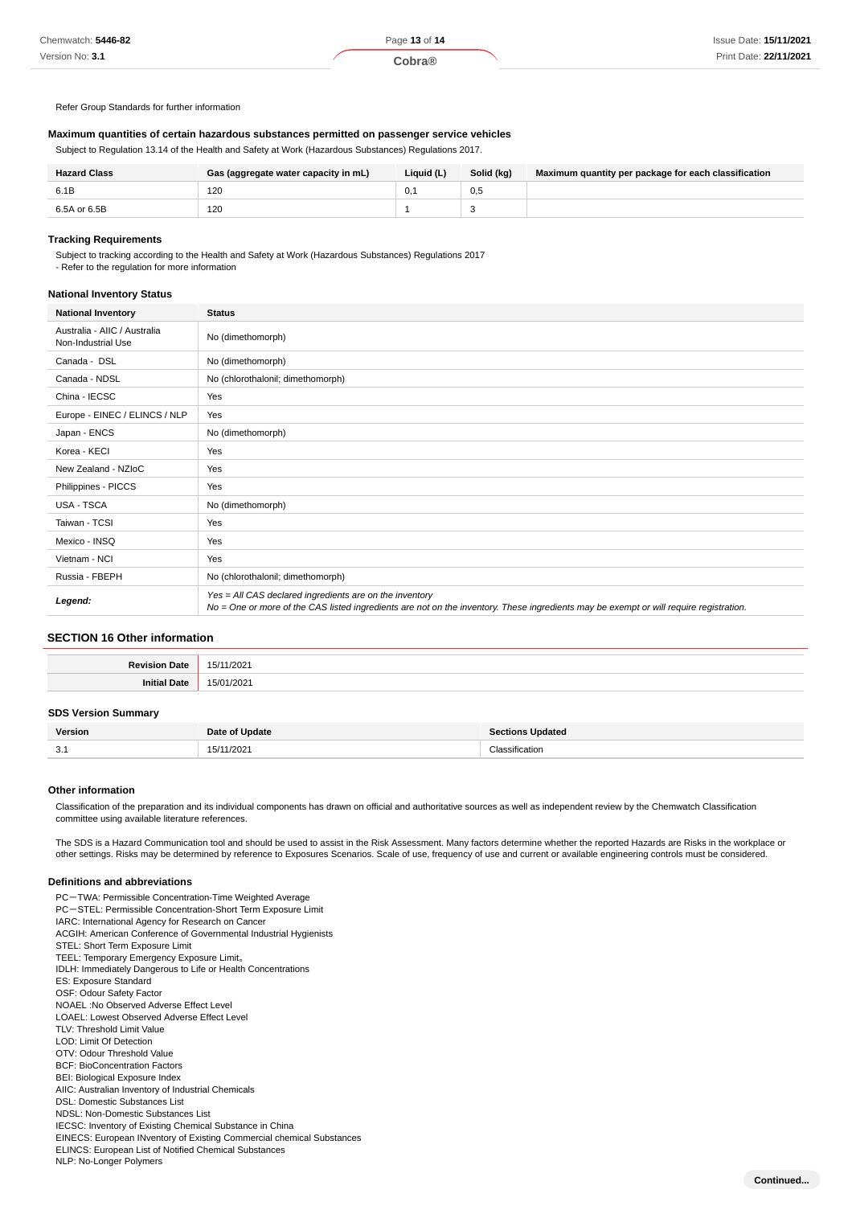Refer Group Standards for further information

### Maximum quantities of certain hazardous substances permitted on passenger service vehicles

Subject to Regulation 13.14 of the Health and Safety at Work (Hazardous Substances) Regulations 2017.

| Hazard Class | Gas (aggregate water capacity in mL) | Liquid (L) | Solid (kg) | Maximum quantity per package for each classification |
|---|---|---|---|---|
| 6.1B | 120 | 0,1 | 0,5 | |
| 6.5A or 6.5B | 120 | 1 | 3 | |

### Tracking Requirements

Subject to tracking according to the Health and Safety at Work (Hazardous Substances) Regulations 2017
- Refer to the regulation for more information

### National Inventory Status

| National Inventory | Status |
|---|---|
| Australia - AIIC / Australia Non-Industrial Use | No (dimethomorph) |
| Canada - DSL | No (dimethomorph) |
| Canada - NDSL | No (chlorothalonil; dimethomorph) |
| China - IECSC | Yes |
| Europe - EINEC / ELINCS / NLP | Yes |
| Japan - ENCS | No (dimethomorph) |
| Korea - KECI | Yes |
| New Zealand - NZIoC | Yes |
| Philippines - PICCS | Yes |
| USA - TSCA | No (dimethomorph) |
| Taiwan - TCSI | Yes |
| Mexico - INSQ | Yes |
| Vietnam - NCI | Yes |
| Russia - FBEPH | No (chlorothalonil; dimethomorph) |
| ***Legend:*** | *Yes = All CAS declared ingredients are on the inventory*<br>*No = One or more of the CAS listed ingredients are not on the inventory. These ingredients may be exempt or will require registration.* |

## SECTION 16 Other information

| | |
|---|---|
| **Revision Date** | 15/11/2021 |
| **Initial Date** | 15/01/2021 |

### SDS Version Summary

| Version | Date of Update | Sections Updated |
|---|---|---|
| 3.1 | 15/11/2021 | Classification |

### Other information

Classification of the preparation and its individual components has drawn on official and authoritative sources as well as independent review by the Chemwatch Classification committee using available literature references.

The SDS is a Hazard Communication tool and should be used to assist in the Risk Assessment. Many factors determine whether the reported Hazards are Risks in the workplace or other settings. Risks may be determined by reference to Exposures Scenarios. Scale of use, frequency of use and current or available engineering controls must be considered.

### Definitions and abbreviations

PC－TWA: Permissible Concentration-Time Weighted Average
PC－STEL: Permissible Concentration-Short Term Exposure Limit
IARC: International Agency for Research on Cancer
ACGIH: American Conference of Governmental Industrial Hygienists
STEL: Short Term Exposure Limit
TEEL: Temporary Emergency Exposure Limit。
IDLH: Immediately Dangerous to Life or Health Concentrations
ES: Exposure Standard
OSF: Odour Safety Factor
NOAEL :No Observed Adverse Effect Level
LOAEL: Lowest Observed Adverse Effect Level
TLV: Threshold Limit Value
LOD: Limit Of Detection
OTV: Odour Threshold Value
BCF: BioConcentration Factors
BEI: Biological Exposure Index
AIIC: Australian Inventory of Industrial Chemicals
DSL: Domestic Substances List
NDSL: Non-Domestic Substances List
IECSC: Inventory of Existing Chemical Substance in China
EINECS: European INventory of Existing Commercial chemical Substances
ELINCS: European List of Notified Chemical Substances
NLP: No-Longer Polymers

**Continued...**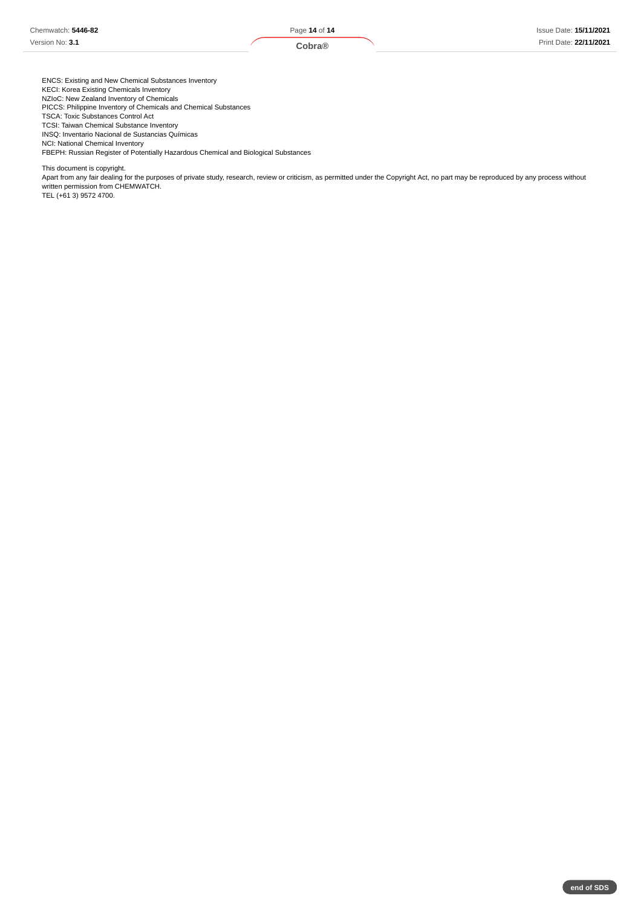ENCS: Existing and New Chemical Substances Inventory
KECI: Korea Existing Chemicals Inventory
NZIoC: New Zealand Inventory of Chemicals
PICCS: Philippine Inventory of Chemicals and Chemical Substances
TSCA: Toxic Substances Control Act
TCSI: Taiwan Chemical Substance Inventory
INSQ: Inventario Nacional de Sustancias Químicas
NCI: National Chemical Inventory
FBEPH: Russian Register of Potentially Hazardous Chemical and Biological Substances

This document is copyright.
Apart from any fair dealing for the purposes of private study, research, review or criticism, as permitted under the Copyright Act, no part may be reproduced by any process without written permission from CHEMWATCH.
TEL (+61 3) 9572 4700.

end of SDS